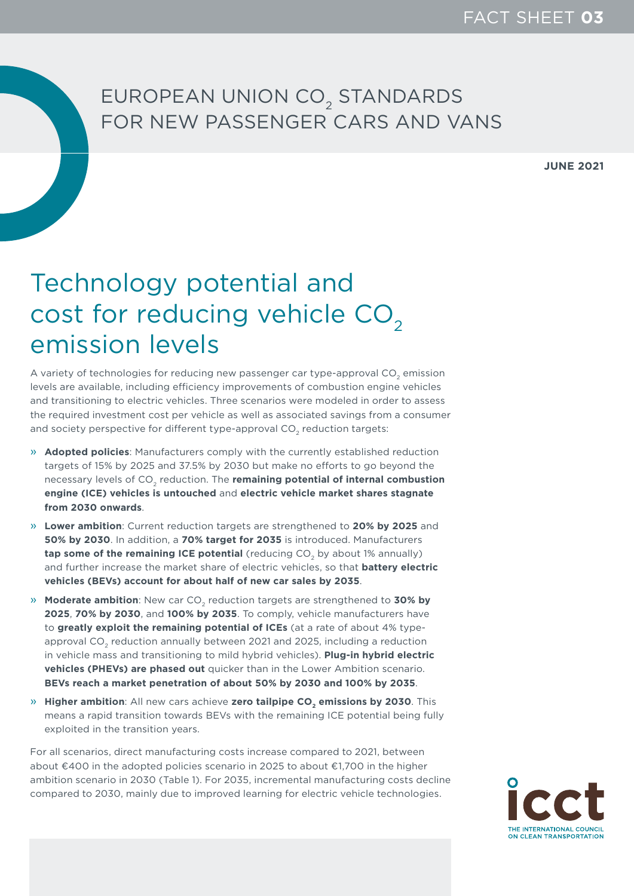FACT SHEET **03**

# EUROPEAN UNION $CO_2$ STANDARDS FOR NEW PASSENGER CARS AND VANS

**JUNE 2021**

# Technology potential and cost for reducing vehicle $CO_2$ emission levels

A variety of technologies for reducing new passenger car type-approval $CO_2$ emission levels are available, including efficiency improvements of combustion engine vehicles and transitioning to electric vehicles. Three scenarios were modeled in order to assess the required investment cost per vehicle as well as associated savings from a consumer and society perspective for different type-approval $CO_2$ reduction targets:

- **Adopted policies**: Manufacturers comply with the currently established reduction targets of 15% by 2025 and 37.5% by 2030 but make no efforts to go beyond the necessary levels of $CO_2$ reduction. The **remaining potential of internal combustion engine (ICE) vehicles is untouched** and **electric vehicle market shares stagnate from 2030 onwards**.
- **Lower ambition**: Current reduction targets are strengthened to **20% by 2025** and **50% by 2030**. In addition, a **70% target for 2035** is introduced. Manufacturers **tap some of the remaining ICE potential** (reducing $CO_2$ by about 1% annually) and further increase the market share of electric vehicles, so that **battery electric vehicles (BEVs) account for about half of new car sales by 2035**.
- **Moderate ambition**: New car $CO_2$ reduction targets are strengthened to **30% by 2025**, **70% by 2030**, and **100% by 2035**. To comply, vehicle manufacturers have to **greatly exploit the remaining potential of ICEs** (at a rate of about 4% type-approval $CO_2$ reduction annually between 2021 and 2025, including a reduction in vehicle mass and transitioning to mild hybrid vehicles). **Plug-in hybrid electric vehicles (PHEVs) are phased out** quicker than in the Lower Ambition scenario. **BEVs reach a market penetration of about 50% by 2030 and 100% by 2035**.
- **Higher ambition**: All new cars achieve **zero tailpipe $CO_2$ emissions by 2030**. This means a rapid transition towards BEVs with the remaining ICE potential being fully exploited in the transition years.

For all scenarios, direct manufacturing costs increase compared to 2021, between about €400 in the adopted policies scenario in 2025 to about €1,700 in the higher ambition scenario in 2030 (Table 1). For 2035, incremental manufacturing costs decline compared to 2030, mainly due to improved learning for electric vehicle technologies.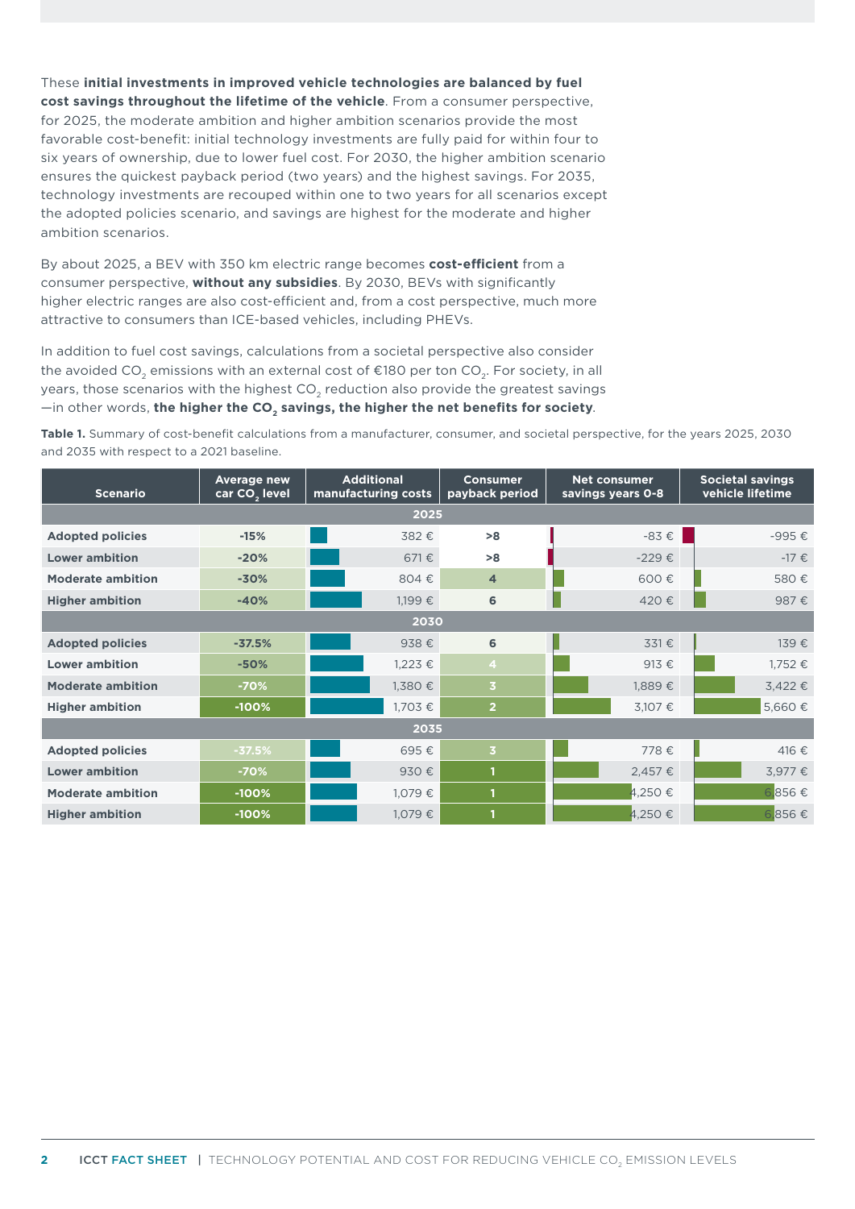These **initial investments in improved vehicle technologies are balanced by fuel cost savings throughout the lifetime of the vehicle**. From a consumer perspective, for 2025, the moderate ambition and higher ambition scenarios provide the most favorable cost-benefit: initial technology investments are fully paid for within four to six years of ownership, due to lower fuel cost. For 2030, the higher ambition scenario ensures the quickest payback period (two years) and the highest savings. For 2035, technology investments are recouped within one to two years for all scenarios except the adopted policies scenario, and savings are highest for the moderate and higher ambition scenarios.

By about 2025, a BEV with 350 km electric range becomes **cost-efficient** from a consumer perspective, **without any subsidies**. By 2030, BEVs with significantly higher electric ranges are also cost-efficient and, from a cost perspective, much more attractive to consumers than ICE-based vehicles, including PHEVs.

In addition to fuel cost savings, calculations from a societal perspective also consider the avoided $CO_2$ emissions with an external cost of €180 per ton $CO_2$. For society, in all years, those scenarios with the highest $CO_2$ reduction also provide the greatest savings —in other words, **the higher the $CO_2$ savings, the higher the net benefits for society**.

**Table 1.** Summary of cost-benefit calculations from a manufacturer, consumer, and societal perspective, for the years 2025, 2030 and 2035 with respect to a 2021 baseline.

| Scenario | Average new car $CO_2$ level | Additional manufacturing costs | Consumer payback period | Net consumer savings years 0-8 | Societal savings vehicle lifetime |
|---|---|---|---|---|---|
| **2025** | | | | | |
| **Adopted policies** | -15% | 382 € | >8 | -83 € | -995 € |
| **Lower ambition** | -20% | 671 € | >8 | -229 € | -17 € |
| **Moderate ambition** | -30% | 804 € | 4 | 600 € | 580 € |
| **Higher ambition** | -40% | 1,199 € | 6 | 420 € | 987 € |
| **2030** | | | | | |
| **Adopted policies** | -37.5% | 938 € | 6 | 331 € | 139 € |
| **Lower ambition** | -50% | 1,223 € | 4 | 913 € | 1,752 € |
| **Moderate ambition** | -70% | 1,380 € | 3 | 1,889 € | 3,422 € |
| **Higher ambition** | -100% | 1,703 € | 2 | 3,107 € | 5,660 € |
| **2035** | | | | | |
| **Adopted policies** | -37.5% | 695 € | 3 | 778 € | 416 € |
| **Lower ambition** | -70% | 930 € | 1 | 2,457 € | 3,977 € |
| **Moderate ambition** | -100% | 1,079 € | 1 | 4,250 € | 6,856 € |
| **Higher ambition** | -100% | 1,079 € | 1 | 4,250 € | 6,856 € |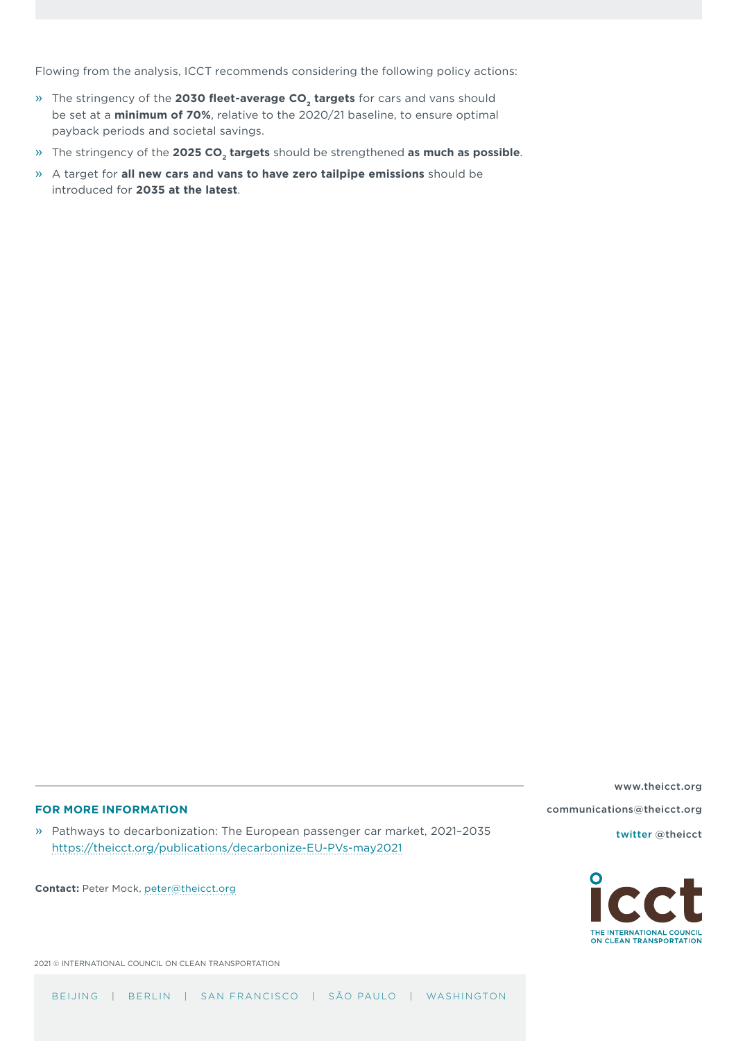Flowing from the analysis, ICCT recommends considering the following policy actions:

- The stringency of the **2030 fleet-average $CO_2$ targets** for cars and vans should be set at a **minimum of 70%**, relative to the 2020/21 baseline, to ensure optimal payback periods and societal savings.
- The stringency of the **2025 $CO_2$ targets** should be strengthened **as much as possible**.
- A target for **all new cars and vans to have zero tailpipe emissions** should be introduced for **2035 at the latest**.

**FOR MORE INFORMATION**

- Pathways to decarbonization: The European passenger car market, 2021–2035 https://theicct.org/publications/decarbonize-EU-PVs-may2021

**Contact:** Peter Mock, peter@theicct.org

www.theicct.org

communications@theicct.org

twitter @theicct

THE INTERNATIONAL COUNCIL ON CLEAN TRANSPORTATION

2021 © INTERNATIONAL COUNCIL ON CLEAN TRANSPORTATION

BEIJING | BERLIN | SAN FRANCISCO | SÃO PAULO | WASHINGTON